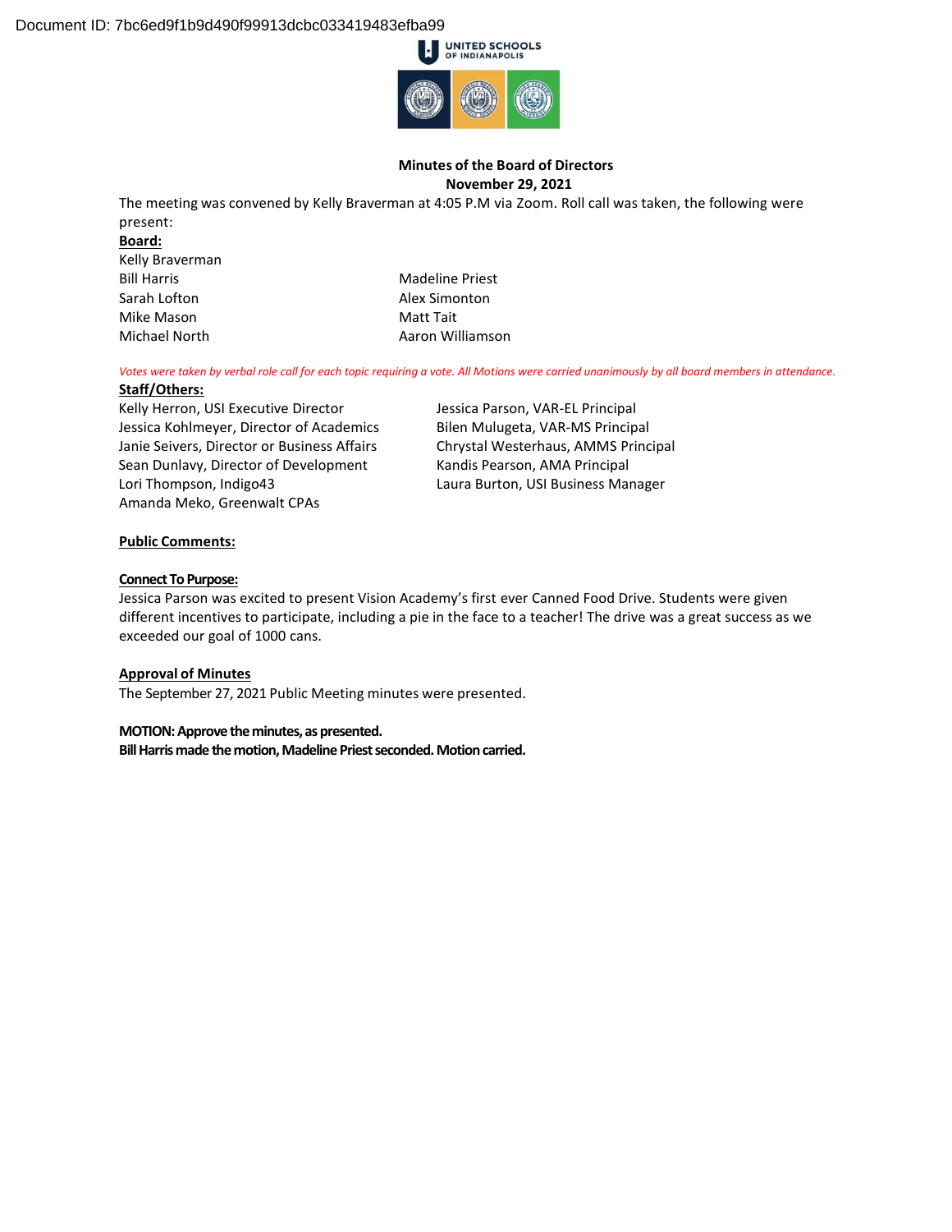Document ID: 7bc6ed9f1b9d490f99913dcbc033419483efba99

UNITED SCHOOLS OF INDIANAPOLIS

**Minutes of the Board of Directors**
**November 29, 2021**

The meeting was convened by Kelly Braverman at 4:05 P.M via Zoom. Roll call was taken, the following were present:

**Board:**

Kelly Braverman
Bill Harris
Sarah Lofton
Mike Mason
Michael North
Madeline Priest
Alex Simonton
Matt Tait
Aaron Williamson

*Votes were taken by verbal role call for each topic requiring a vote. All Motions were carried unanimously by all board members in attendance.*

**Staff/Others:**

Kelly Herron, USI Executive Director
Jessica Kohlmeyer, Director of Academics
Janie Seivers, Director or Business Affairs
Sean Dunlavy, Director of Development
Lori Thompson, Indigo43
Amanda Meko, Greenwalt CPAs
Jessica Parson, VAR-EL Principal
Bilen Mulugeta, VAR-MS Principal
Chrystal Westerhaus, AMMS Principal
Kandis Pearson, AMA Principal
Laura Burton, USI Business Manager

**Public Comments:**

**Connect To Purpose:**

Jessica Parson was excited to present Vision Academy's first ever Canned Food Drive. Students were given different incentives to participate, including a pie in the face to a teacher! The drive was a great success as we exceeded our goal of 1000 cans.

**Approval of Minutes**

The September 27, 2021 Public Meeting minutes were presented.

**MOTION: Approve the minutes, as presented.**
**Bill Harris made the motion, Madeline Priest seconded. Motion carried.**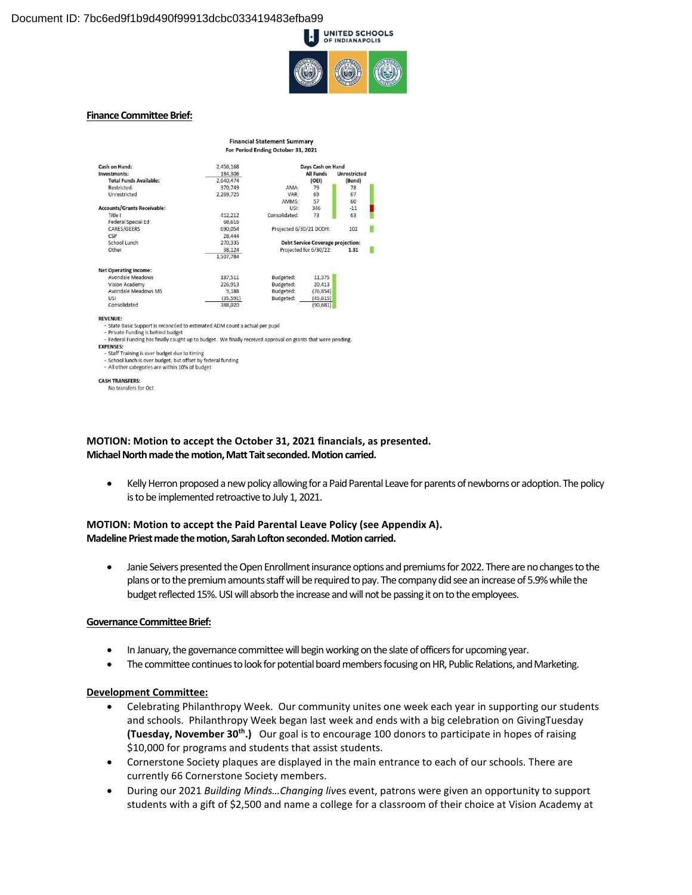## Finance Committee Brief:

**Financial Statement Summary**
**For Period Ending October 31, 2021**

| | |
|---|---|
| **Cash on Hand:** | 2,456,168 |
| **Investments:** | 184,306 |
| **Total Funds Available:** | 2,640,474 |
| Restricted: | 370,749 |
| Unrestricted | 2,269,725 |

| **Accounts/Grants Receivable:** | |
|---|---|
| Title I | 412,212 |
| Federal Special Ed | 68,616 |
| CARES/GEERS | 690,054 |
| CSP | 28,444 |
| School Lunch | 270,335 |
| Other | 38,124 |
| | 1,507,784 |

**Days Cash on Hand**

| | All Funds (OEI) | Unrestricted (Bond) |
|---|---|---|
| AMA: | 79 | 78 |
| VAR: | 69 | 67 |
| AMMS: | 57 | 60 |
| USI: | 346 | -11 |
| Consolidated: | 73 | 63 |

Projected 6/30/21 DCOH: 102

**Debt Service Coverage projection:**
Projected for 6/30/22: **1.31**

| **Net Operating Income:** | | | |
|---|---|---|---|
| Avondale Meadows | 187,511 | Budgeted: | 11,375 |
| Vision Academy | 226,913 | Budgeted: | 20,413 |
| Avondale Meadows MS | 9,188 | Budgeted: | (76,854) |
| USI | (35,591) | Budgeted: | (45,615) |
| Consolidated | 388,020 | | (90,681) |

**REVENUE:**
- State Basic Support is reconciled to estimated ADM count x actual per pupil
- Private Funding is behind budget
- Federal Funding has finally caught up to budget. We finally received approval on grants that were pending.

**EXPENSES:**
- Staff Training is over budget due to timing
- School lunch is over budget, but offset by federal funding
- All other categories are within 10% of budget

**CASH TRANSFERS:**
No transfers for Oct

**MOTION: Motion to accept the October 31, 2021 financials, as presented.**
**Michael North made the motion, Matt Tait seconded. Motion carried.**

- Kelly Herron proposed a new policy allowing for a Paid Parental Leave for parents of newborns or adoption. The policy is to be implemented retroactive to July 1, 2021.

**MOTION: Motion to accept the Paid Parental Leave Policy (see Appendix A).**
**Madeline Priest made the motion, Sarah Lofton seconded. Motion carried.**

- Janie Seivers presented the Open Enrollment insurance options and premiums for 2022. There are no changes to the plans or to the premium amounts staff will be required to pay. The company did see an increase of 5.9% while the budget reflected 15%. USI will absorb the increase and will not be passing it on to the employees.

## Governance Committee Brief:

- In January, the governance committee will begin working on the slate of officers for upcoming year.
- The committee continues to look for potential board members focusing on HR, Public Relations, and Marketing.

## Development Committee:

- Celebrating Philanthropy Week. Our community unites one week each year in supporting our students and schools. Philanthropy Week began last week and ends with a big celebration on GivingTuesday **(Tuesday, November 30th.)** Our goal is to encourage 100 donors to participate in hopes of raising $10,000 for programs and students that assist students.
- Cornerstone Society plaques are displayed in the main entrance to each of our schools. There are currently 66 Cornerstone Society members.
- During our 2021 *Building Minds…Changing lives* event, patrons were given an opportunity to support students with a gift of $2,500 and name a college for a classroom of their choice at Vision Academy at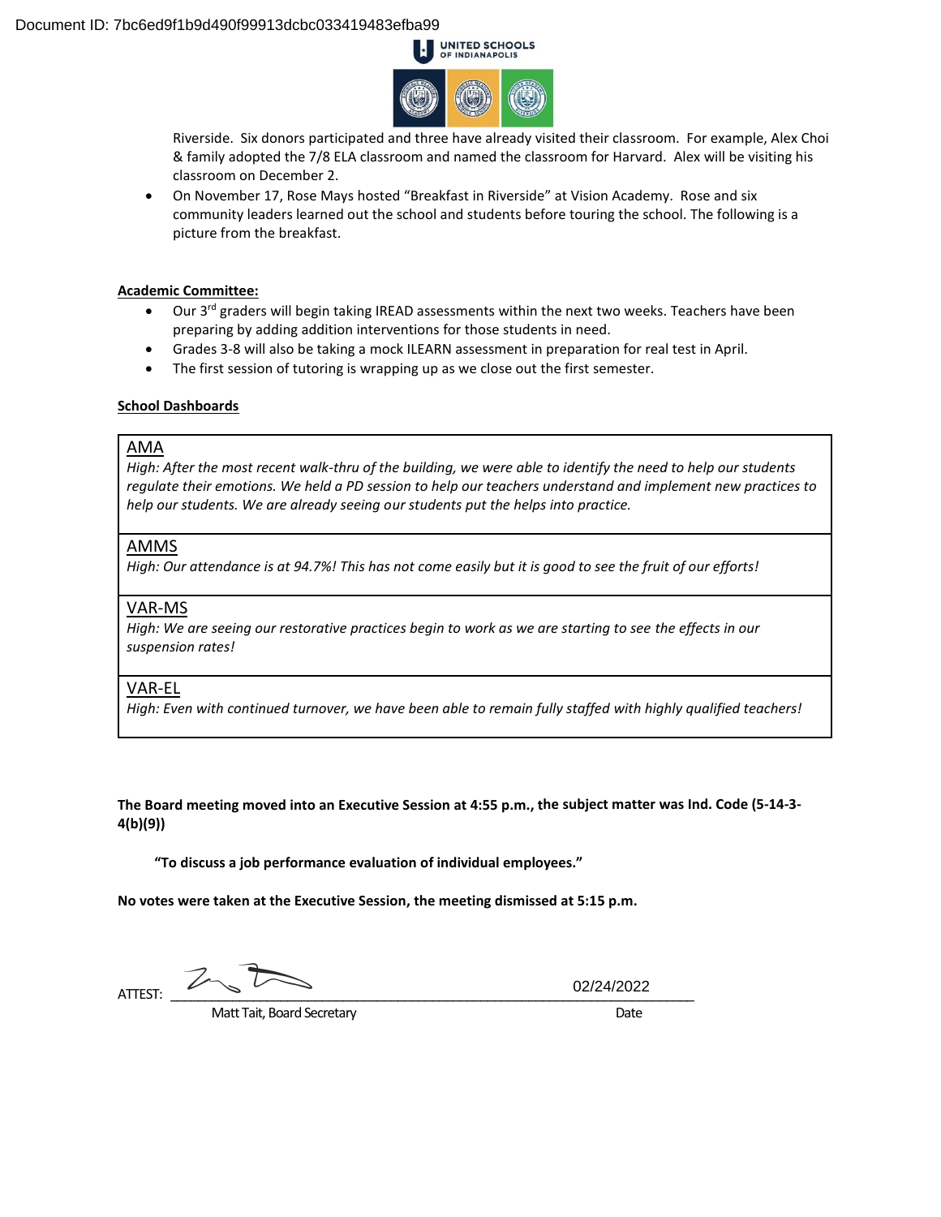Riverside. Six donors participated and three have already visited their classroom. For example, Alex Choi & family adopted the 7/8 ELA classroom and named the classroom for Harvard. Alex will be visiting his classroom on December 2.

- On November 17, Rose Mays hosted "Breakfast in Riverside" at Vision Academy. Rose and six community leaders learned out the school and students before touring the school. The following is a picture from the breakfast.

**Academic Committee:**

- Our 3rd graders will begin taking IREAD assessments within the next two weeks. Teachers have been preparing by adding addition interventions for those students in need.
- Grades 3-8 will also be taking a mock ILEARN assessment in preparation for real test in April.
- The first session of tutoring is wrapping up as we close out the first semester.

**School Dashboards**

| AMA |
|---|
| *High: After the most recent walk-thru of the building, we were able to identify the need to help our students regulate their emotions. We held a PD session to help our teachers understand and implement new practices to help our students. We are already seeing our students put the helps into practice.* |
| **AMMS** |
| *High: Our attendance is at 94.7%! This has not come easily but it is good to see the fruit of our efforts!* |
| **VAR-MS** |
| *High: We are seeing our restorative practices begin to work as we are starting to see the effects in our suspension rates!* |
| **VAR-EL** |
| *High: Even with continued turnover, we have been able to remain fully staffed with highly qualified teachers!* |

**The Board meeting moved into an Executive Session at 4:55 p.m., the subject matter was Ind. Code (5-14-3-4(b)(9))**

**"To discuss a job performance evaluation of individual employees."**

**No votes were taken at the Executive Session, the meeting dismissed at 5:15 p.m.**

ATTEST: ______________________________ 02/24/2022

Matt Tait, Board Secretary — Date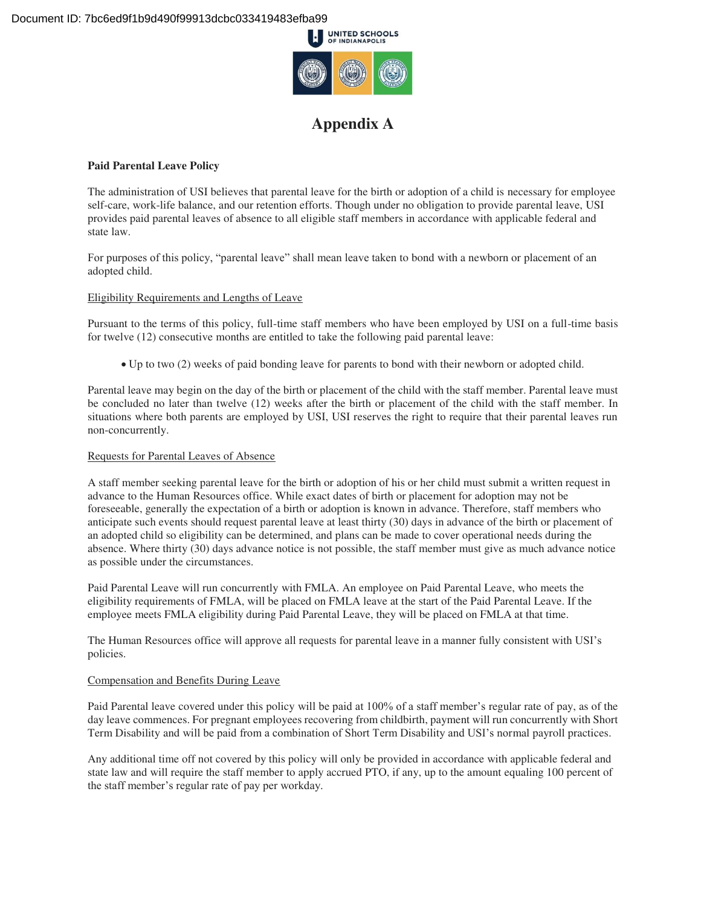# Appendix A

**Paid Parental Leave Policy**

The administration of USI believes that parental leave for the birth or adoption of a child is necessary for employee self-care, work-life balance, and our retention efforts. Though under no obligation to provide parental leave, USI provides paid parental leaves of absence to all eligible staff members in accordance with applicable federal and state law.

For purposes of this policy, "parental leave" shall mean leave taken to bond with a newborn or placement of an adopted child.

Eligibility Requirements and Lengths of Leave

Pursuant to the terms of this policy, full-time staff members who have been employed by USI on a full-time basis for twelve (12) consecutive months are entitled to take the following paid parental leave:

- Up to two (2) weeks of paid bonding leave for parents to bond with their newborn or adopted child.

Parental leave may begin on the day of the birth or placement of the child with the staff member. Parental leave must be concluded no later than twelve (12) weeks after the birth or placement of the child with the staff member. In situations where both parents are employed by USI, USI reserves the right to require that their parental leaves run non-concurrently.

Requests for Parental Leaves of Absence

A staff member seeking parental leave for the birth or adoption of his or her child must submit a written request in advance to the Human Resources office. While exact dates of birth or placement for adoption may not be foreseeable, generally the expectation of a birth or adoption is known in advance. Therefore, staff members who anticipate such events should request parental leave at least thirty (30) days in advance of the birth or placement of an adopted child so eligibility can be determined, and plans can be made to cover operational needs during the absence. Where thirty (30) days advance notice is not possible, the staff member must give as much advance notice as possible under the circumstances.

Paid Parental Leave will run concurrently with FMLA. An employee on Paid Parental Leave, who meets the eligibility requirements of FMLA, will be placed on FMLA leave at the start of the Paid Parental Leave. If the employee meets FMLA eligibility during Paid Parental Leave, they will be placed on FMLA at that time.

The Human Resources office will approve all requests for parental leave in a manner fully consistent with USI's policies.

Compensation and Benefits During Leave

Paid Parental leave covered under this policy will be paid at 100% of a staff member's regular rate of pay, as of the day leave commences. For pregnant employees recovering from childbirth, payment will run concurrently with Short Term Disability and will be paid from a combination of Short Term Disability and USI's normal payroll practices.

Any additional time off not covered by this policy will only be provided in accordance with applicable federal and state law and will require the staff member to apply accrued PTO, if any, up to the amount equaling 100 percent of the staff member's regular rate of pay per workday.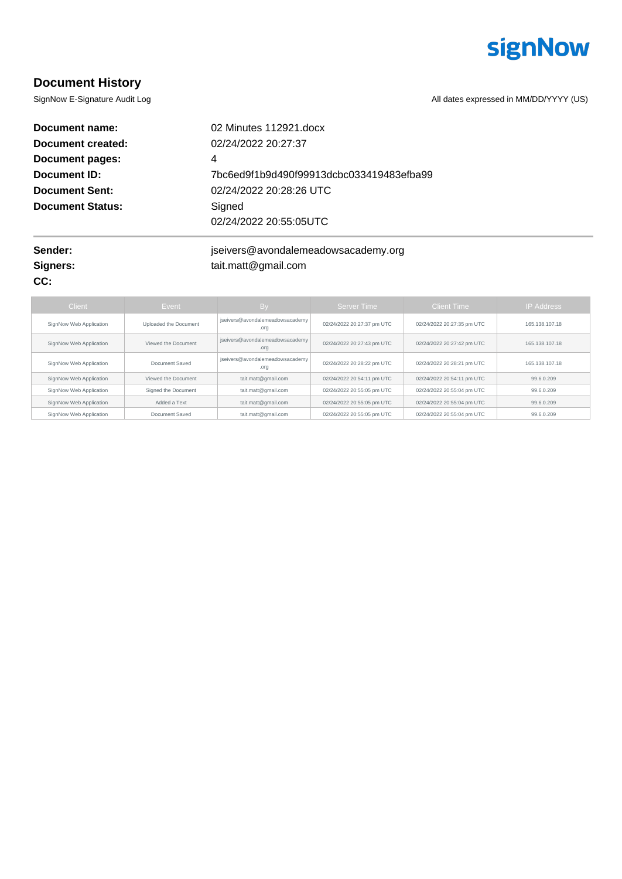signNow

# Document History

SignNow E-Signature Audit Log

All dates expressed in MM/DD/YYYY (US)

| | |
|---|---|
| **Document name:** | 02 Minutes 112921.docx |
| **Document created:** | 02/24/2022 20:27:37 |
| **Document pages:** | 4 |
| **Document ID:** | 7bc6ed9f1b9d490f99913dcbc033419483efba99 |
| **Document Sent:** | 02/24/2022 20:28:26 UTC |
| **Document Status:** | Signed<br>02/24/2022 20:55:05UTC |

| | |
|---|---|
| **Sender:** | jseivers@avondalemeadowsacademy.org |
| **Signers:** | tait.matt@gmail.com |
| **CC:** | |

| Client | Event | By | Server Time | Client Time | IP Address |
|---|---|---|---|---|---|
| SignNow Web Application | Uploaded the Document | jseivers@avondalemeadowsacademy.org | 02/24/2022 20:27:37 pm UTC | 02/24/2022 20:27:35 pm UTC | 165.138.107.18 |
| SignNow Web Application | Viewed the Document | jseivers@avondalemeadowsacademy.org | 02/24/2022 20:27:43 pm UTC | 02/24/2022 20:27:42 pm UTC | 165.138.107.18 |
| SignNow Web Application | Document Saved | jseivers@avondalemeadowsacademy.org | 02/24/2022 20:28:22 pm UTC | 02/24/2022 20:28:21 pm UTC | 165.138.107.18 |
| SignNow Web Application | Viewed the Document | tait.matt@gmail.com | 02/24/2022 20:54:11 pm UTC | 02/24/2022 20:54:11 pm UTC | 99.6.0.209 |
| SignNow Web Application | Signed the Document | tait.matt@gmail.com | 02/24/2022 20:55:05 pm UTC | 02/24/2022 20:55:04 pm UTC | 99.6.0.209 |
| SignNow Web Application | Added a Text | tait.matt@gmail.com | 02/24/2022 20:55:05 pm UTC | 02/24/2022 20:55:04 pm UTC | 99.6.0.209 |
| SignNow Web Application | Document Saved | tait.matt@gmail.com | 02/24/2022 20:55:05 pm UTC | 02/24/2022 20:55:04 pm UTC | 99.6.0.209 |